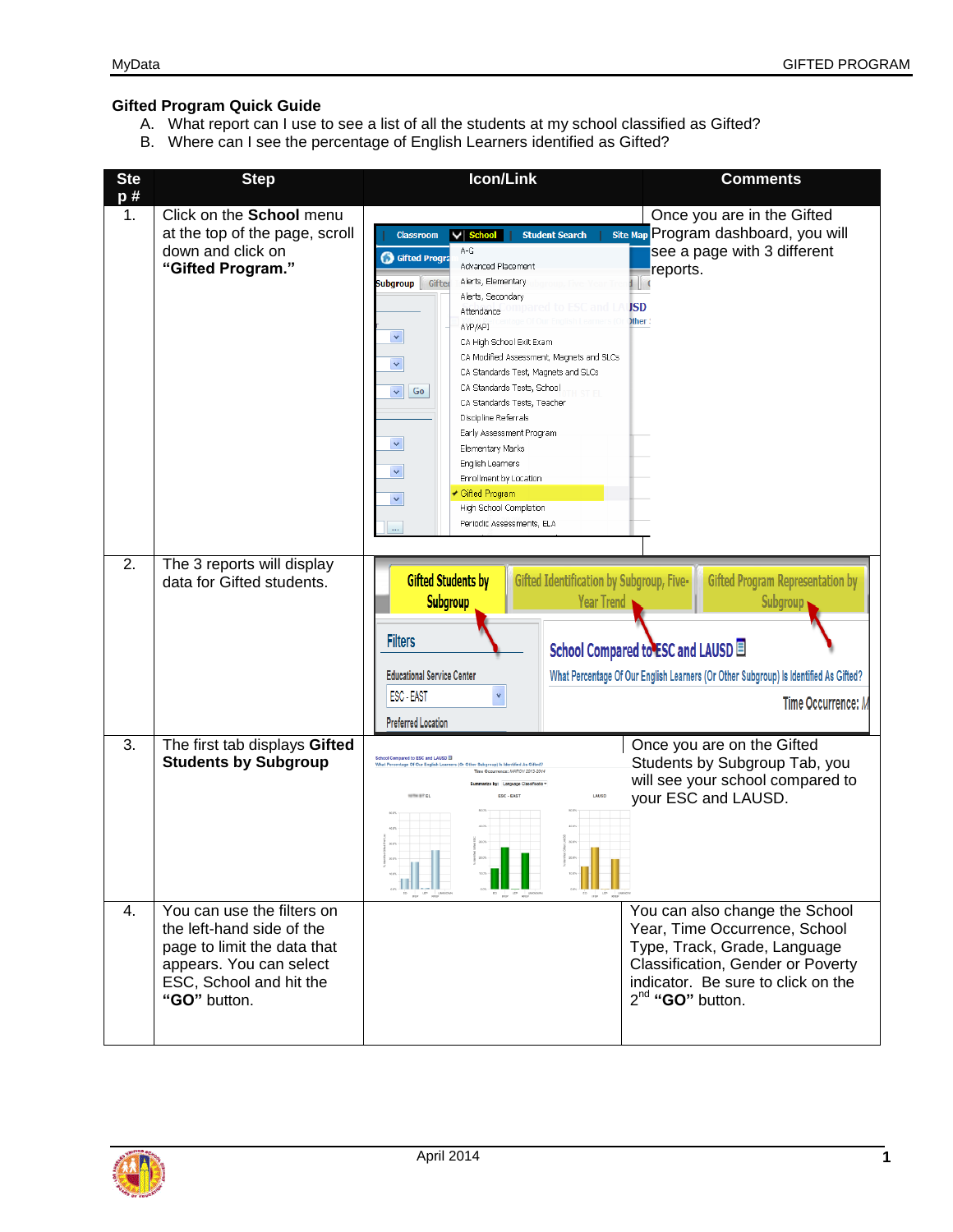## Gifted Program Quick Guide

A. What report can I use to see a list of all the students at my school classified as Gifted?
B. Where can I see the percentage of English Learners identified as Gifted?

| Step # | Step | Icon/Link | Comments |
|---|---|---|---|
| 1. | Click on the **School** menu at the top of the page, scroll down and click on **"Gifted Program."** | | Once you are in the Gifted Program dashboard, you will see a page with 3 different reports. |
| 2. | The 3 reports will display data for Gifted students. | | |
| 3. | The first tab displays **Gifted Students by Subgroup** | | Once you are on the Gifted Students by Subgroup Tab, you will see your school compared to your ESC and LAUSD. |
| 4. | You can use the filters on the left-hand side of the page to limit the data that appears. You can select ESC, School and hit the **"GO"** button. | | You can also change the School Year, Time Occurrence, School Type, Track, Grade, Language Classification, Gender or Poverty indicator. Be sure to click on the 2nd **"GO"** button. |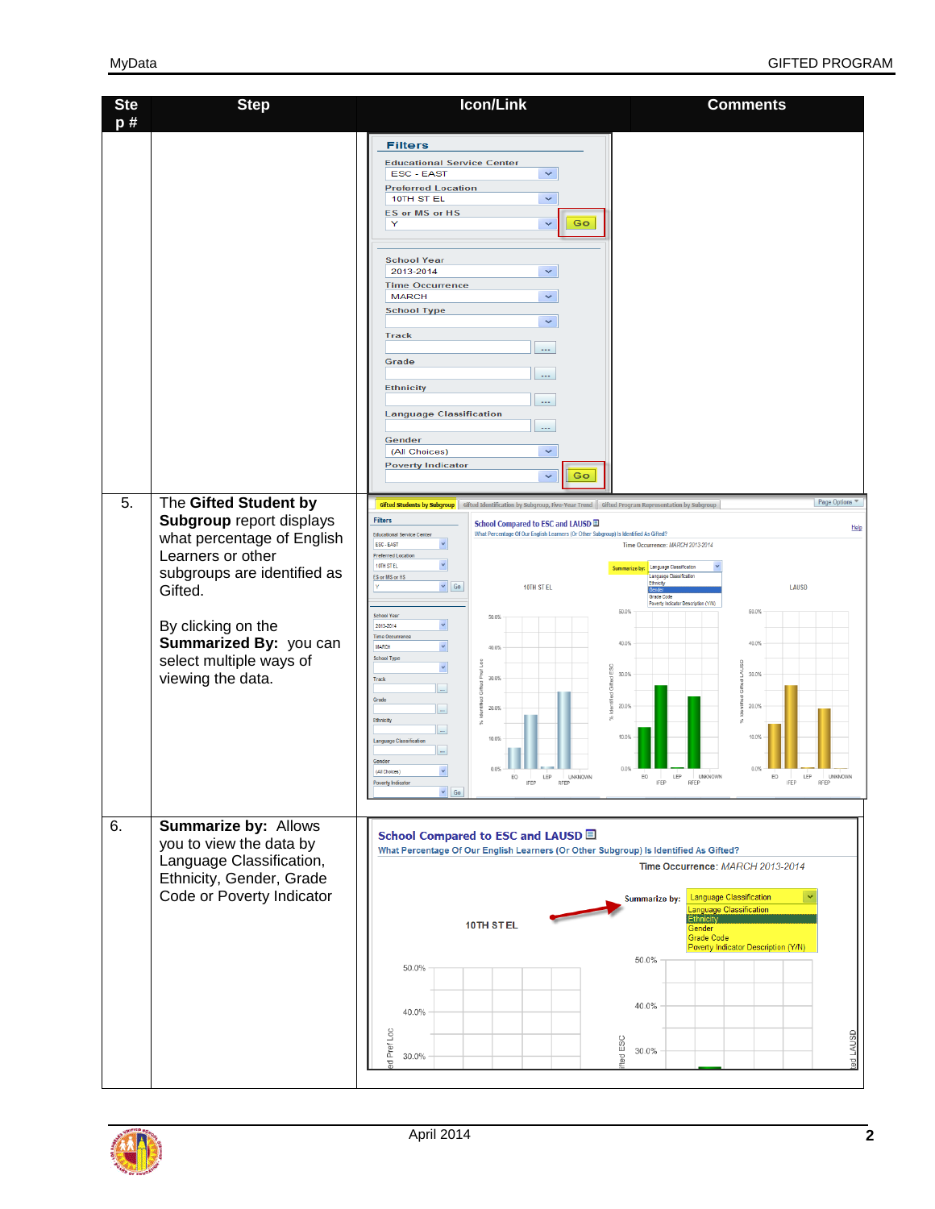| Step # | Step | Icon/Link | Comments |
|---|---|---|---|
| | | Filters: Educational Service Center: ESC - EAST; Preferred Location: 10TH ST EL; ES or MS or HS: Y; Go; School Year: 2013-2014; Time Occurrence: MARCH; School Type; Track; Grade; Ethnicity; Language Classification; Gender: (All Choices); Poverty Indicator; Go | |
| 5. | The **Gifted Student by Subgroup** report displays what percentage of English Learners or other subgroups are identified as Gifted.<br><br>By clicking on the **Summarized By:** you can select multiple ways of viewing the data. | | |
| 6. | **Summarize by:** Allows you to view the data by Language Classification, Ethnicity, Gender, Grade Code or Poverty Indicator | School Compared to ESC and LAUSD<br>What Percentage Of Our English Learners (Or Other Subgroup) Is Identified As Gifted?<br>Time Occurrence: *MARCH 2013-2014*<br>Summarize by: Language Classification / Language Classification / Ethnicity / Gender / Grade Code / Poverty Indicator Description (Y/N)<br>10TH ST EL | |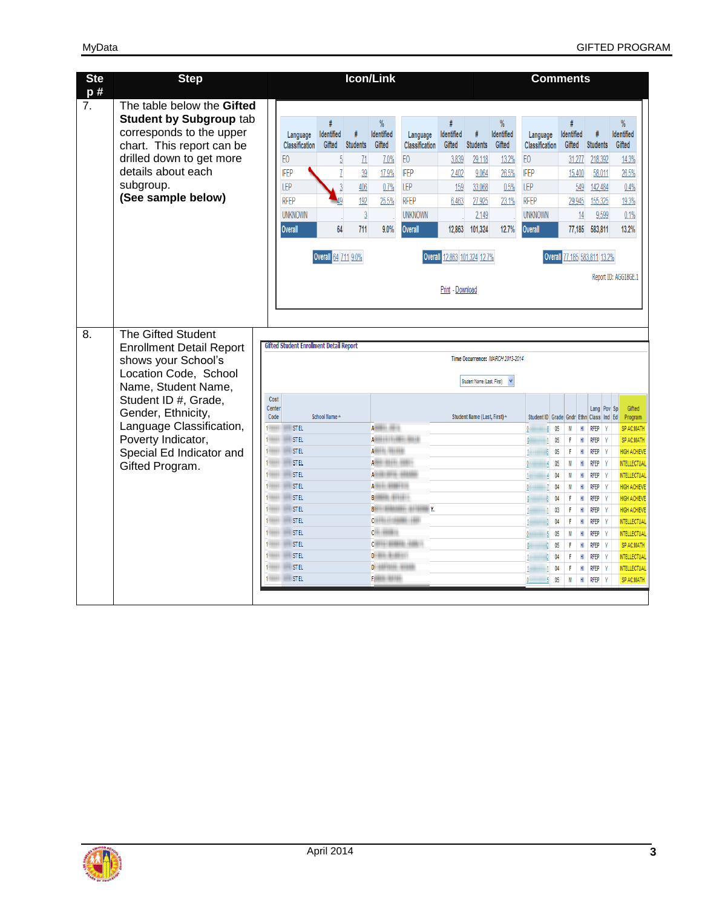| Step # | Step | Icon/Link | Comments |
|---|---|---|---|
| 7. | The table below the **Gifted Student by Subgroup** tab corresponds to the upper chart. This report can be drilled down to get more details about each subgroup. **(See sample below)** | | |
| 8. | The Gifted Student Enrollment Detail Report shows your School's Location Code, School Name, Student Name, Student ID #, Grade, Gender, Ethnicity, Language Classification, Poverty Indicator, Special Ed Indicator and Gifted Program. | | |

| Language Classification | # Identified Gifted | # Students | % Identified Gifted |
|---|---|---|---|
| EO | 5 | 71 | 7.0% |
| IFEP | 7 | 39 | 17.9% |
| LEP | 3 | 406 | 0.7% |
| RFEP | 49 | 192 | 25.5% |
| UNKNOWN | | 3 | |
| Overall | 64 | 711 | 9.0% |

Overall 64 711 9.0%

| Language Classification | # Identified Gifted | # Students | % Identified Gifted |
|---|---|---|---|
| EO | 3,839 | 29,118 | 13.2% |
| IFEP | 2,402 | 9,064 | 26.5% |
| LEP | 159 | 33,068 | 0.5% |
| RFEP | 6,463 | 27,925 | 23.1% |
| UNKNOWN | | 2,149 | |
| Overall | 12,863 | 101,324 | 12.7% |

Overall 12,863 101,324 12.7%

| Language Classification | # Identified Gifted | # Students | % Identified Gifted |
|---|---|---|---|
| EO | 31,277 | 218,392 | 14.3% |
| IFEP | 15,400 | 58,011 | 26.5% |
| LEP | 549 | 142,484 | 0.4% |
| RFEP | 29,945 | 155,325 | 19.3% |
| UNKNOWN | 14 | 9,599 | 0.1% |
| Overall | 77,185 | 583,811 | 13.2% |

Overall 77,185 583,811 13.2%

Report ID: AGG18GE.1

Print - Download

**Gifted Student Enrollment Detail Report**

Time Occurrence: MARCH 2013-2014

Student Name (Last, First)

| Cost Center Code | School Name | Student Name (Last, First) | Student ID | Grade | Gndr | Ethn | Lang Class | Pov Ind | Sp Ed | Gifted Program |
|---|---|---|---|---|---|---|---|---|---|---|
| 1 | STEL | A | | 05 | M | HI | RFEP | Y | | SP AC MATH |
| 1 | STEL | A | | 05 | F | HI | RFEP | Y | | SP AC MATH |
| 1 | STEL | A | | 05 | F | HI | RFEP | Y | | HIGH ACHIEVE |
| 1 | STEL | A | | 05 | M | HI | RFEP | Y | | INTELLECTUAL |
| 1 | STEL | A | | 04 | M | HI | RFEP | Y | | INTELLECTUAL |
| 1 | STEL | A | | 04 | M | HI | RFEP | Y | | HIGH ACHIEVE |
| 1 | STEL | B | | 04 | F | HI | RFEP | Y | | HIGH ACHIEVE |
| 1 | STEL | B Y. | | 03 | F | HI | RFEP | Y | | HIGH ACHIEVE |
| 1 | STEL | C | | 04 | F | HI | RFEP | Y | | INTELLECTUAL |
| 1 | STEL | C | | 05 | M | HI | RFEP | Y | | INTELLECTUAL |
| 1 | STEL | C | | 05 | F | HI | RFEP | Y | | SP AC MATH |
| 1 | STEL | D | | 04 | F | HI | RFEP | Y | | INTELLECTUAL |
| 1 | STEL | D | | 04 | F | HI | RFEP | Y | | INTELLECTUAL |
| 1 | STEL | F | | 05 | M | HI | RFEP | Y | | SP AC MATH |

April 2014